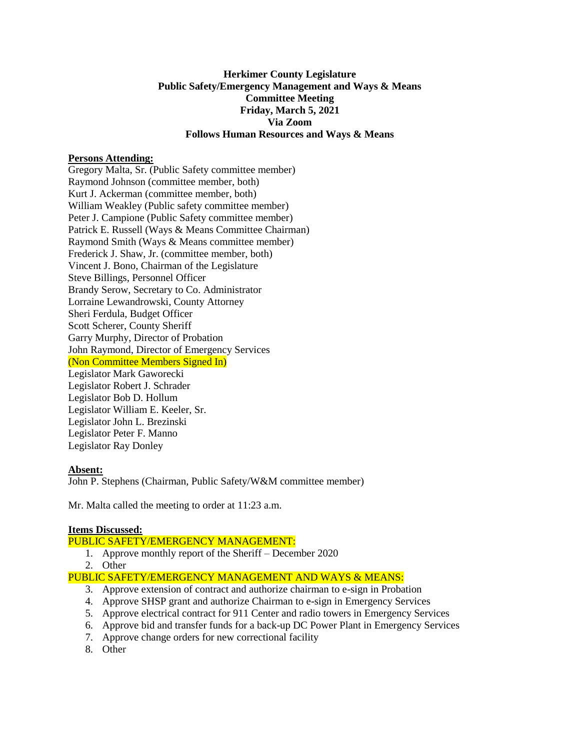**Herkimer County Legislature**
**Public Safety/Emergency Management and Ways & Means**
**Committee Meeting**
**Friday, March 5, 2021**
**Via Zoom**
**Follows Human Resources and Ways & Means**

**Persons Attending:**

Gregory Malta, Sr. (Public Safety committee member)
Raymond Johnson (committee member, both)
Kurt J. Ackerman (committee member, both)
William Weakley (Public safety committee member)
Peter J. Campione (Public Safety committee member)
Patrick E. Russell (Ways & Means Committee Chairman)
Raymond Smith (Ways & Means committee member)
Frederick J. Shaw, Jr. (committee member, both)
Vincent J. Bono, Chairman of the Legislature
Steve Billings, Personnel Officer
Brandy Serow, Secretary to Co. Administrator
Lorraine Lewandrowski, County Attorney
Sheri Ferdula, Budget Officer
Scott Scherer, County Sheriff
Garry Murphy, Director of Probation
John Raymond, Director of Emergency Services
(Non Committee Members Signed In)
Legislator Mark Gaworecki
Legislator Robert J. Schrader
Legislator Bob D. Hollum
Legislator William E. Keeler, Sr.
Legislator John L. Brezinski
Legislator Peter F. Manno
Legislator Ray Donley

**Absent:**

John P. Stephens (Chairman, Public Safety/W&M committee member)

Mr. Malta called the meeting to order at 11:23 a.m.

**Items Discussed:**

PUBLIC SAFETY/EMERGENCY MANAGEMENT:

1. Approve monthly report of the Sheriff – December 2020
2. Other

PUBLIC SAFETY/EMERGENCY MANAGEMENT AND WAYS & MEANS:

3. Approve extension of contract and authorize chairman to e-sign in Probation
4. Approve SHSP grant and authorize Chairman to e-sign in Emergency Services
5. Approve electrical contract for 911 Center and radio towers in Emergency Services
6. Approve bid and transfer funds for a back-up DC Power Plant in Emergency Services
7. Approve change orders for new correctional facility
8. Other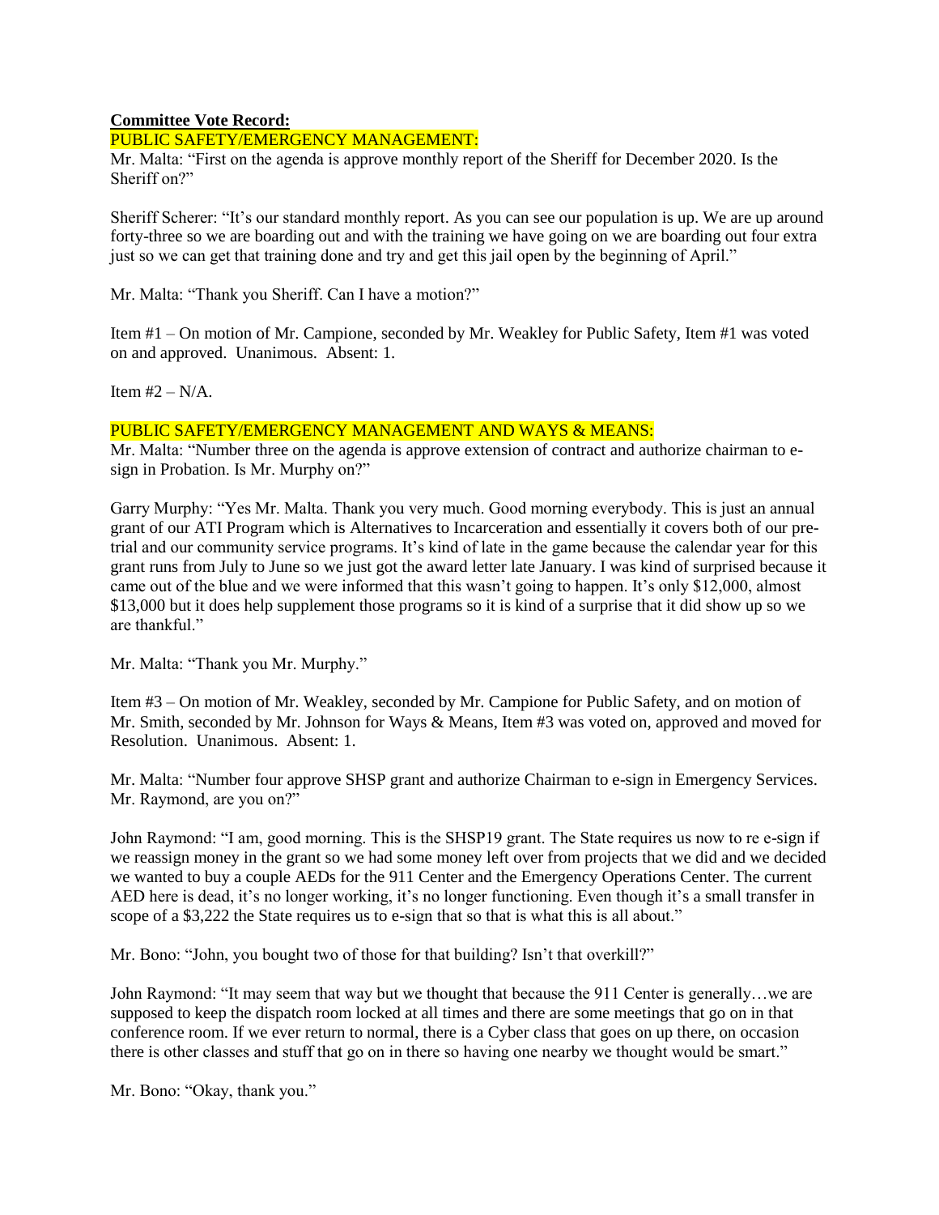**Committee Vote Record:**

PUBLIC SAFETY/EMERGENCY MANAGEMENT:

Mr. Malta: "First on the agenda is approve monthly report of the Sheriff for December 2020. Is the Sheriff on?"

Sheriff Scherer: "It's our standard monthly report. As you can see our population is up. We are up around forty-three so we are boarding out and with the training we have going on we are boarding out four extra just so we can get that training done and try and get this jail open by the beginning of April."

Mr. Malta: "Thank you Sheriff. Can I have a motion?"

Item #1 – On motion of Mr. Campione, seconded by Mr. Weakley for Public Safety, Item #1 was voted on and approved. Unanimous. Absent: 1.

Item #2 – N/A.

PUBLIC SAFETY/EMERGENCY MANAGEMENT AND WAYS & MEANS:

Mr. Malta: "Number three on the agenda is approve extension of contract and authorize chairman to e-sign in Probation. Is Mr. Murphy on?"

Garry Murphy: "Yes Mr. Malta. Thank you very much. Good morning everybody. This is just an annual grant of our ATI Program which is Alternatives to Incarceration and essentially it covers both of our pre-trial and our community service programs. It's kind of late in the game because the calendar year for this grant runs from July to June so we just got the award letter late January. I was kind of surprised because it came out of the blue and we were informed that this wasn't going to happen. It's only $12,000, almost $13,000 but it does help supplement those programs so it is kind of a surprise that it did show up so we are thankful."

Mr. Malta: "Thank you Mr. Murphy."

Item #3 – On motion of Mr. Weakley, seconded by Mr. Campione for Public Safety, and on motion of Mr. Smith, seconded by Mr. Johnson for Ways & Means, Item #3 was voted on, approved and moved for Resolution. Unanimous. Absent: 1.

Mr. Malta: "Number four approve SHSP grant and authorize Chairman to e-sign in Emergency Services. Mr. Raymond, are you on?"

John Raymond: "I am, good morning. This is the SHSP19 grant. The State requires us now to re e-sign if we reassign money in the grant so we had some money left over from projects that we did and we decided we wanted to buy a couple AEDs for the 911 Center and the Emergency Operations Center. The current AED here is dead, it's no longer working, it's no longer functioning. Even though it's a small transfer in scope of a $3,222 the State requires us to e-sign that so that is what this is all about."

Mr. Bono: "John, you bought two of those for that building? Isn't that overkill?"

John Raymond: "It may seem that way but we thought that because the 911 Center is generally…we are supposed to keep the dispatch room locked at all times and there are some meetings that go on in that conference room. If we ever return to normal, there is a Cyber class that goes on up there, on occasion there is other classes and stuff that go on in there so having one nearby we thought would be smart."

Mr. Bono: "Okay, thank you."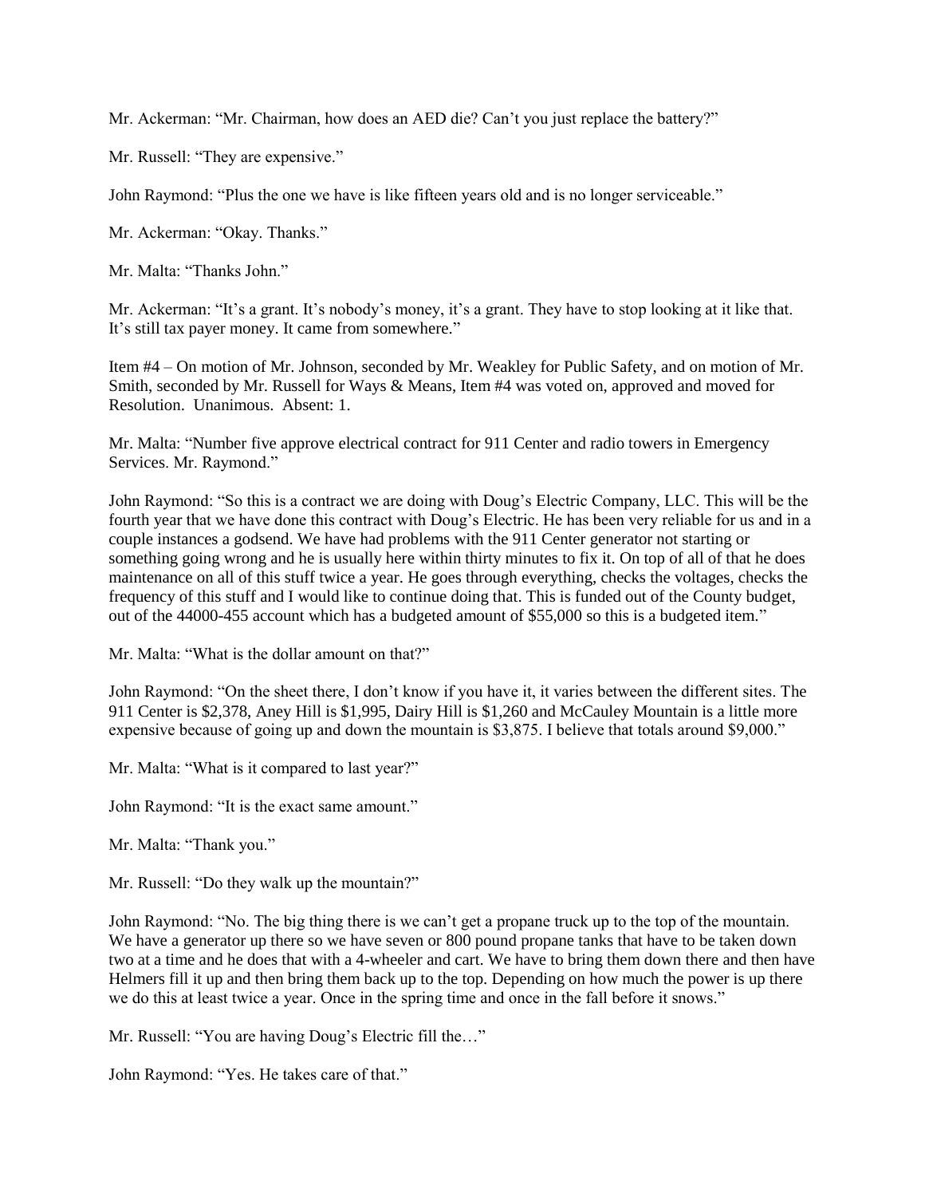Mr. Ackerman: "Mr. Chairman, how does an AED die? Can't you just replace the battery?"

Mr. Russell: "They are expensive."

John Raymond: "Plus the one we have is like fifteen years old and is no longer serviceable."

Mr. Ackerman: "Okay. Thanks."

Mr. Malta: "Thanks John."

Mr. Ackerman: "It's a grant. It's nobody's money, it's a grant. They have to stop looking at it like that. It's still tax payer money. It came from somewhere."

Item #4 – On motion of Mr. Johnson, seconded by Mr. Weakley for Public Safety, and on motion of Mr. Smith, seconded by Mr. Russell for Ways & Means, Item #4 was voted on, approved and moved for Resolution. Unanimous. Absent: 1.

Mr. Malta: "Number five approve electrical contract for 911 Center and radio towers in Emergency Services. Mr. Raymond."

John Raymond: "So this is a contract we are doing with Doug's Electric Company, LLC. This will be the fourth year that we have done this contract with Doug's Electric. He has been very reliable for us and in a couple instances a godsend. We have had problems with the 911 Center generator not starting or something going wrong and he is usually here within thirty minutes to fix it. On top of all of that he does maintenance on all of this stuff twice a year. He goes through everything, checks the voltages, checks the frequency of this stuff and I would like to continue doing that. This is funded out of the County budget, out of the 44000-455 account which has a budgeted amount of $55,000 so this is a budgeted item."

Mr. Malta: "What is the dollar amount on that?"

John Raymond: "On the sheet there, I don't know if you have it, it varies between the different sites. The 911 Center is $2,378, Aney Hill is $1,995, Dairy Hill is $1,260 and McCauley Mountain is a little more expensive because of going up and down the mountain is $3,875. I believe that totals around $9,000."

Mr. Malta: "What is it compared to last year?"

John Raymond: "It is the exact same amount."

Mr. Malta: "Thank you."

Mr. Russell: "Do they walk up the mountain?"

John Raymond: "No. The big thing there is we can't get a propane truck up to the top of the mountain. We have a generator up there so we have seven or 800 pound propane tanks that have to be taken down two at a time and he does that with a 4-wheeler and cart. We have to bring them down there and then have Helmers fill it up and then bring them back up to the top. Depending on how much the power is up there we do this at least twice a year. Once in the spring time and once in the fall before it snows."

Mr. Russell: "You are having Doug's Electric fill the…"

John Raymond: "Yes. He takes care of that."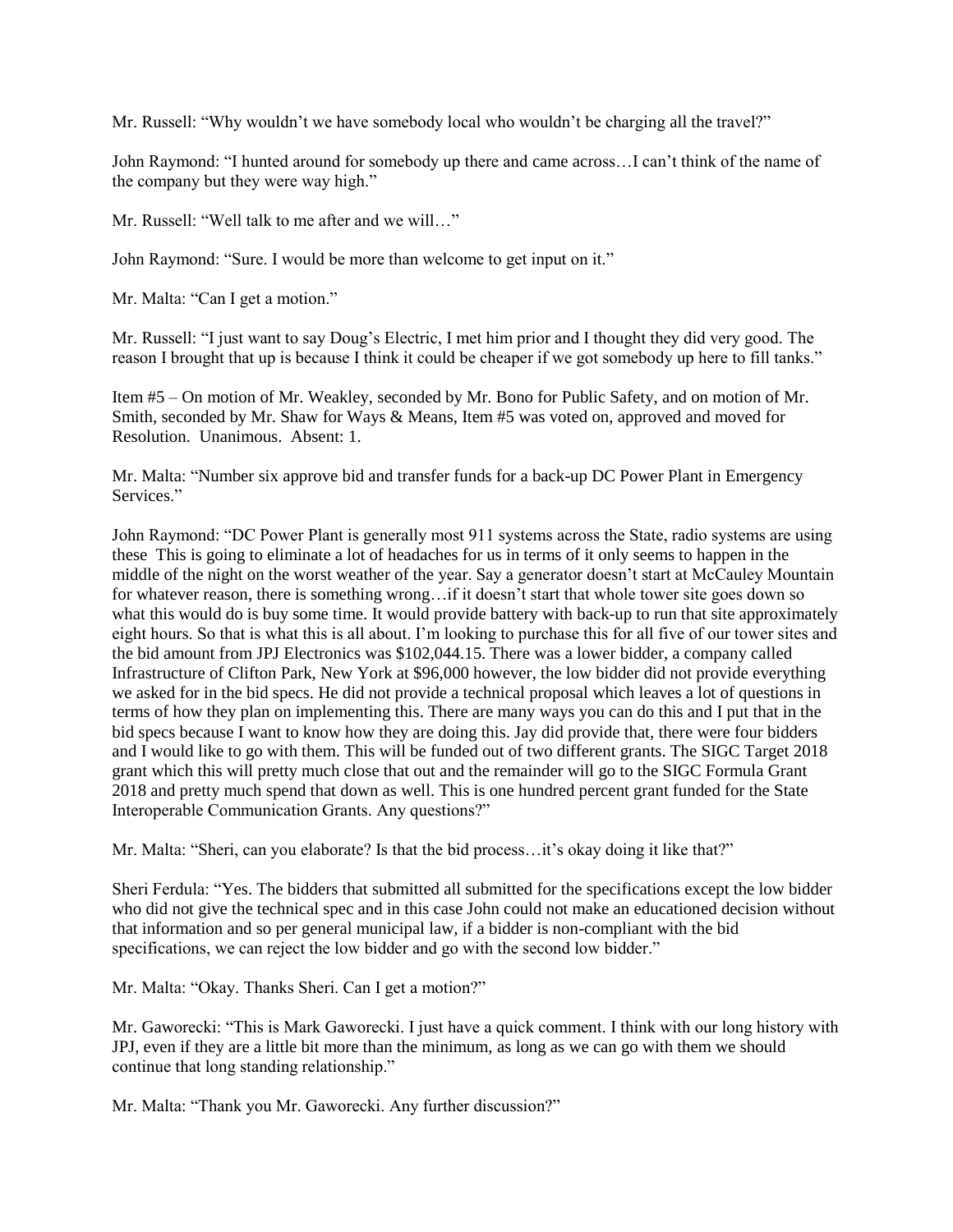Mr. Russell: "Why wouldn't we have somebody local who wouldn't be charging all the travel?"

John Raymond: "I hunted around for somebody up there and came across…I can't think of the name of the company but they were way high."

Mr. Russell: "Well talk to me after and we will…"

John Raymond: "Sure. I would be more than welcome to get input on it."

Mr. Malta: "Can I get a motion."

Mr. Russell: "I just want to say Doug's Electric, I met him prior and I thought they did very good. The reason I brought that up is because I think it could be cheaper if we got somebody up here to fill tanks."

Item #5 – On motion of Mr. Weakley, seconded by Mr. Bono for Public Safety, and on motion of Mr. Smith, seconded by Mr. Shaw for Ways & Means, Item #5 was voted on, approved and moved for Resolution. Unanimous. Absent: 1.

Mr. Malta: "Number six approve bid and transfer funds for a back-up DC Power Plant in Emergency Services."

John Raymond: "DC Power Plant is generally most 911 systems across the State, radio systems are using these This is going to eliminate a lot of headaches for us in terms of it only seems to happen in the middle of the night on the worst weather of the year. Say a generator doesn't start at McCauley Mountain for whatever reason, there is something wrong…if it doesn't start that whole tower site goes down so what this would do is buy some time. It would provide battery with back-up to run that site approximately eight hours. So that is what this is all about. I'm looking to purchase this for all five of our tower sites and the bid amount from JPJ Electronics was $102,044.15. There was a lower bidder, a company called Infrastructure of Clifton Park, New York at $96,000 however, the low bidder did not provide everything we asked for in the bid specs. He did not provide a technical proposal which leaves a lot of questions in terms of how they plan on implementing this. There are many ways you can do this and I put that in the bid specs because I want to know how they are doing this. Jay did provide that, there were four bidders and I would like to go with them. This will be funded out of two different grants. The SIGC Target 2018 grant which this will pretty much close that out and the remainder will go to the SIGC Formula Grant 2018 and pretty much spend that down as well. This is one hundred percent grant funded for the State Interoperable Communication Grants. Any questions?"

Mr. Malta: "Sheri, can you elaborate? Is that the bid process…it's okay doing it like that?"

Sheri Ferdula: "Yes. The bidders that submitted all submitted for the specifications except the low bidder who did not give the technical spec and in this case John could not make an educationed decision without that information and so per general municipal law, if a bidder is non-compliant with the bid specifications, we can reject the low bidder and go with the second low bidder."

Mr. Malta: "Okay. Thanks Sheri. Can I get a motion?"

Mr. Gaworecki: "This is Mark Gaworecki. I just have a quick comment. I think with our long history with JPJ, even if they are a little bit more than the minimum, as long as we can go with them we should continue that long standing relationship."

Mr. Malta: "Thank you Mr. Gaworecki. Any further discussion?"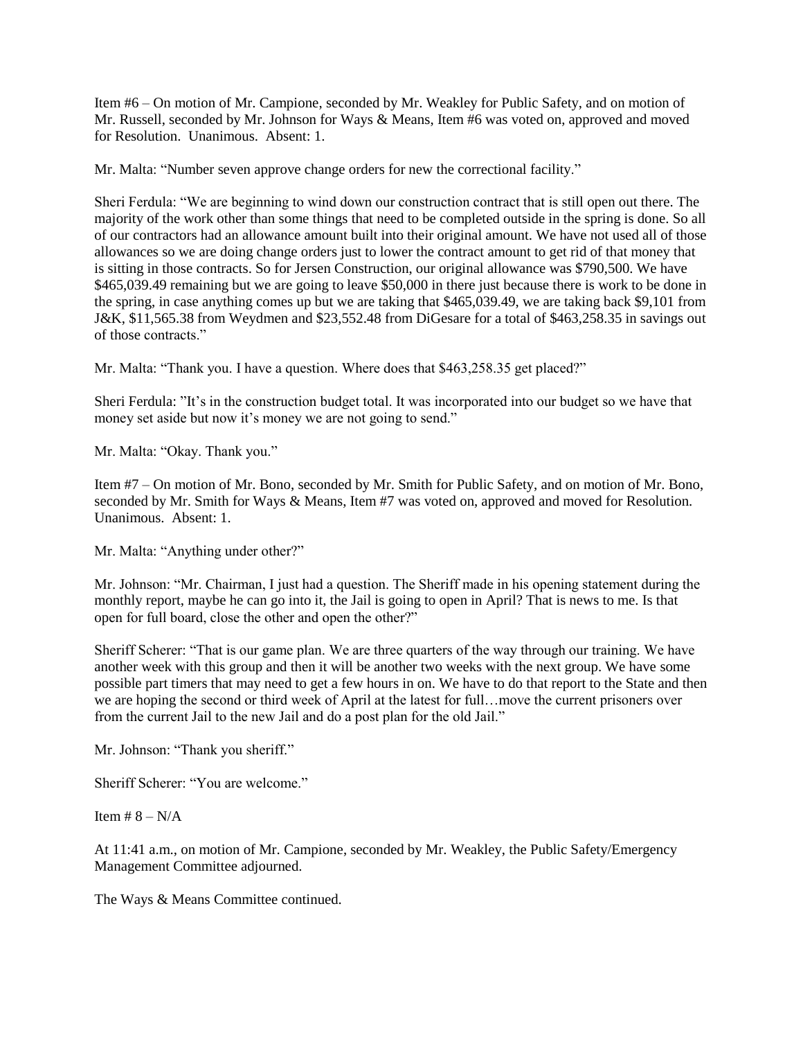Item #6 – On motion of Mr. Campione, seconded by Mr. Weakley for Public Safety, and on motion of Mr. Russell, seconded by Mr. Johnson for Ways & Means, Item #6 was voted on, approved and moved for Resolution. Unanimous. Absent: 1.

Mr. Malta: "Number seven approve change orders for new the correctional facility."

Sheri Ferdula: "We are beginning to wind down our construction contract that is still open out there. The majority of the work other than some things that need to be completed outside in the spring is done. So all of our contractors had an allowance amount built into their original amount. We have not used all of those allowances so we are doing change orders just to lower the contract amount to get rid of that money that is sitting in those contracts. So for Jersen Construction, our original allowance was $790,500. We have $465,039.49 remaining but we are going to leave $50,000 in there just because there is work to be done in the spring, in case anything comes up but we are taking that $465,039.49, we are taking back $9,101 from J&K, $11,565.38 from Weydmen and $23,552.48 from DiGesare for a total of $463,258.35 in savings out of those contracts."

Mr. Malta: "Thank you. I have a question. Where does that $463,258.35 get placed?"

Sheri Ferdula: "It's in the construction budget total. It was incorporated into our budget so we have that money set aside but now it's money we are not going to send."

Mr. Malta: "Okay. Thank you."

Item #7 – On motion of Mr. Bono, seconded by Mr. Smith for Public Safety, and on motion of Mr. Bono, seconded by Mr. Smith for Ways & Means, Item #7 was voted on, approved and moved for Resolution. Unanimous. Absent: 1.

Mr. Malta: "Anything under other?"

Mr. Johnson: "Mr. Chairman, I just had a question. The Sheriff made in his opening statement during the monthly report, maybe he can go into it, the Jail is going to open in April? That is news to me. Is that open for full board, close the other and open the other?"

Sheriff Scherer: "That is our game plan. We are three quarters of the way through our training. We have another week with this group and then it will be another two weeks with the next group. We have some possible part timers that may need to get a few hours in on. We have to do that report to the State and then we are hoping the second or third week of April at the latest for full…move the current prisoners over from the current Jail to the new Jail and do a post plan for the old Jail."

Mr. Johnson: "Thank you sheriff."

Sheriff Scherer: "You are welcome."

Item # 8 – N/A

At 11:41 a.m., on motion of Mr. Campione, seconded by Mr. Weakley, the Public Safety/Emergency Management Committee adjourned.

The Ways & Means Committee continued.